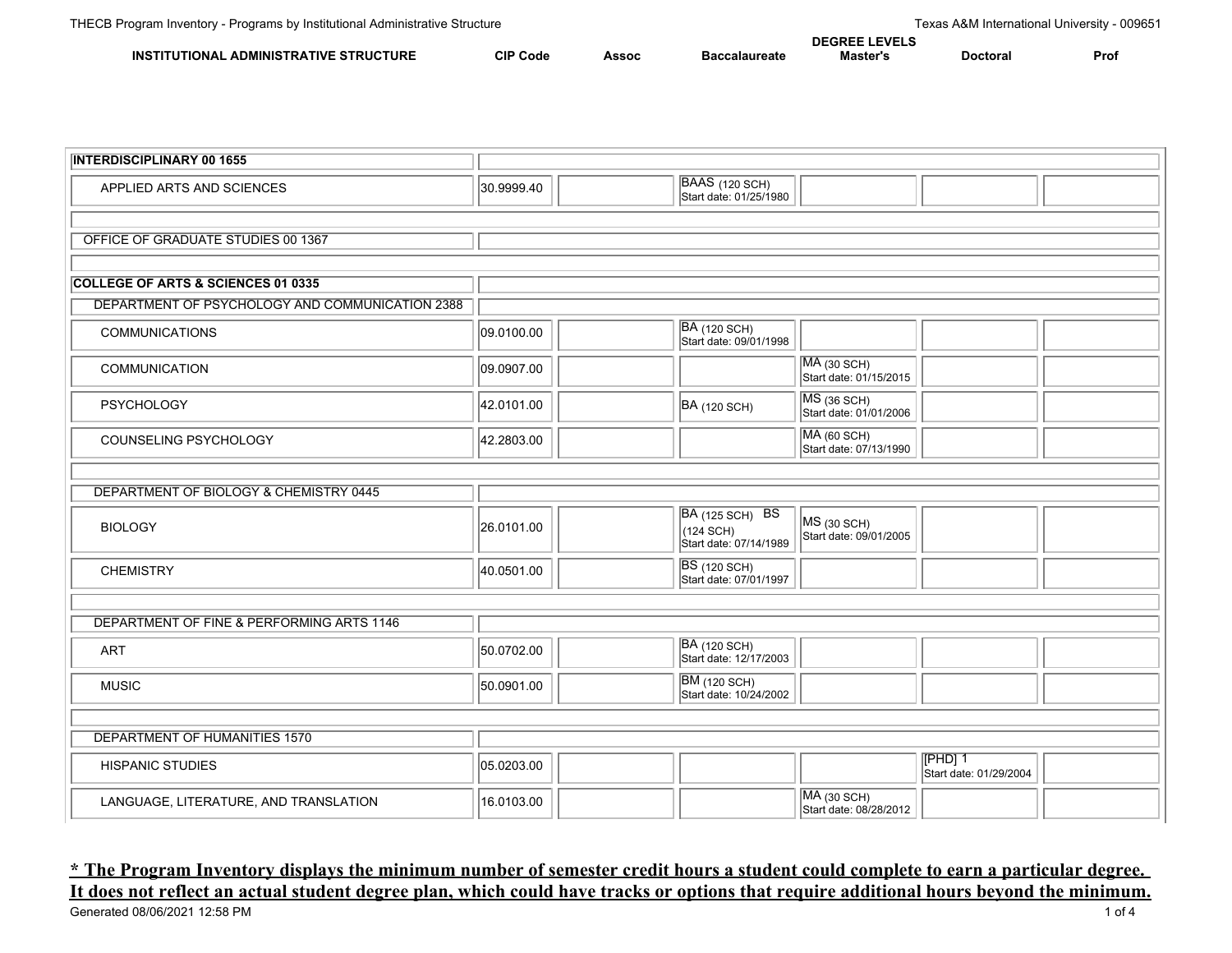THECB Program Inventory - Programs by Institutional Administrative Structure

Texas A&M International University - 009651

| INSTITUTIONAL ADMINISTRATIVE STRUCTURE | CIP Code | Assoc | Baccalaureate | Master's | Doctoral | Prof |
|---|---|---|---|---|---|---|
| **INTERDISCIPLINARY 00 1655** | | | | | | |
| APPLIED ARTS AND SCIENCES | 30.9999.40 | | BAAS (120 SCH) Start date: 01/25/1980 | | | |
| OFFICE OF GRADUATE STUDIES 00 1367 | | | | | | |
| **COLLEGE OF ARTS & SCIENCES 01 0335** | | | | | | |
| DEPARTMENT OF PSYCHOLOGY AND COMMUNICATION 2388 | | | | | | |
| COMMUNICATIONS | 09.0100.00 | | BA (120 SCH) Start date: 09/01/1998 | | | |
| COMMUNICATION | 09.0907.00 | | | MA (30 SCH) Start date: 01/15/2015 | | |
| PSYCHOLOGY | 42.0101.00 | | BA (120 SCH) | MS (36 SCH) Start date: 01/01/2006 | | |
| COUNSELING PSYCHOLOGY | 42.2803.00 | | | MA (60 SCH) Start date: 07/13/1990 | | |
| DEPARTMENT OF BIOLOGY & CHEMISTRY 0445 | | | | | | |
| BIOLOGY | 26.0101.00 | | BA (125 SCH) BS (124 SCH) Start date: 07/14/1989 | MS (30 SCH) Start date: 09/01/2005 | | |
| CHEMISTRY | 40.0501.00 | | BS (120 SCH) Start date: 07/01/1997 | | | |
| DEPARTMENT OF FINE & PERFORMING ARTS 1146 | | | | | | |
| ART | 50.0702.00 | | BA (120 SCH) Start date: 12/17/2003 | | | |
| MUSIC | 50.0901.00 | | BM (120 SCH) Start date: 10/24/2002 | | | |
| DEPARTMENT OF HUMANITIES 1570 | | | | | | |
| HISPANIC STUDIES | 05.0203.00 | | | | [PHD] 1 Start date: 01/29/2004 | |
| LANGUAGE, LITERATURE, AND TRANSLATION | 16.0103.00 | | | MA (30 SCH) Start date: 08/28/2012 | | |

**\* The Program Inventory displays the minimum number of semester credit hours a student could complete to earn a particular degree. It does not reflect an actual student degree plan, which could have tracks or options that require additional hours beyond the minimum.**

Generated 08/06/2021 12:58 PM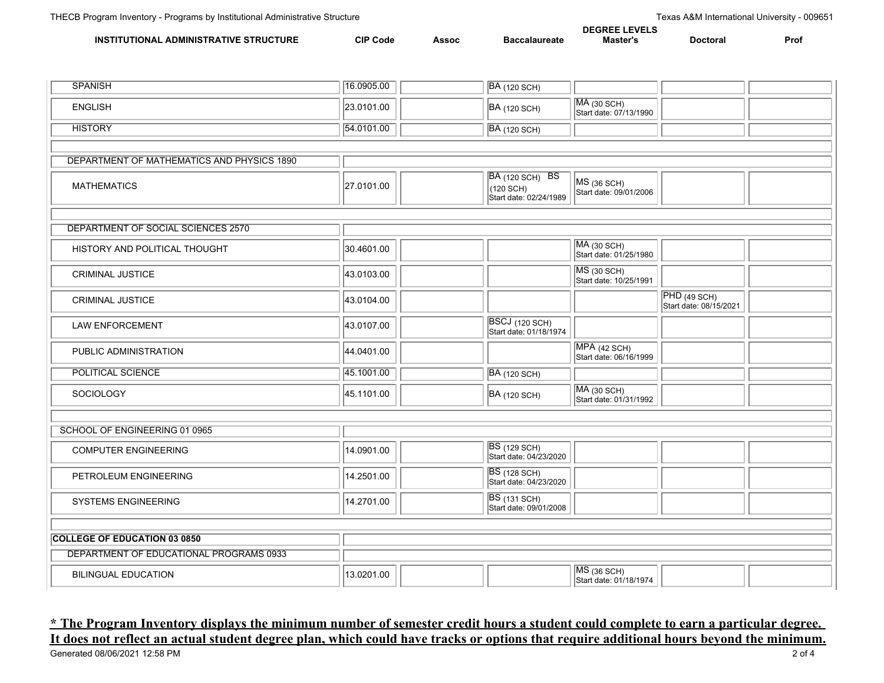| INSTITUTIONAL ADMINISTRATIVE STRUCTURE | CIP Code | Assoc | Baccalaureate | DEGREE LEVELS Master's | Doctoral | Prof |
|---|---|---|---|---|---|---|
| SPANISH | 16.0905.00 | | BA (120 SCH) | | | |
| ENGLISH | 23.0101.00 | | BA (120 SCH) | MA (30 SCH) Start date: 07/13/1990 | | |
| HISTORY | 54.0101.00 | | BA (120 SCH) | | | |
| | | | | | | |
| DEPARTMENT OF MATHEMATICS AND PHYSICS 1890 | | | | | | |
| MATHEMATICS | 27.0101.00 | | BA (120 SCH) BS (120 SCH) Start date: 02/24/1989 | MS (36 SCH) Start date: 09/01/2006 | | |
| | | | | | | |
| DEPARTMENT OF SOCIAL SCIENCES 2570 | | | | | | |
| HISTORY AND POLITICAL THOUGHT | 30.4601.00 | | | MA (30 SCH) Start date: 01/25/1980 | | |
| CRIMINAL JUSTICE | 43.0103.00 | | | MS (30 SCH) Start date: 10/25/1991 | | |
| CRIMINAL JUSTICE | 43.0104.00 | | | | PHD (49 SCH) Start date: 08/15/2021 | |
| LAW ENFORCEMENT | 43.0107.00 | | BSCJ (120 SCH) Start date: 01/18/1974 | | | |
| PUBLIC ADMINISTRATION | 44.0401.00 | | | MPA (42 SCH) Start date: 06/16/1999 | | |
| POLITICAL SCIENCE | 45.1001.00 | | BA (120 SCH) | | | |
| SOCIOLOGY | 45.1101.00 | | BA (120 SCH) | MA (30 SCH) Start date: 01/31/1992 | | |
| | | | | | | |
| SCHOOL OF ENGINEERING 01 0965 | | | | | | |
| COMPUTER ENGINEERING | 14.0901.00 | | BS (129 SCH) Start date: 04/23/2020 | | | |
| PETROLEUM ENGINEERING | 14.2501.00 | | BS (128 SCH) Start date: 04/23/2020 | | | |
| SYSTEMS ENGINEERING | 14.2701.00 | | BS (131 SCH) Start date: 09/01/2008 | | | |
| | | | | | | |
| **COLLEGE OF EDUCATION 03 0850** | | | | | | |
| DEPARTMENT OF EDUCATIONAL PROGRAMS 0933 | | | | | | |
| BILINGUAL EDUCATION | 13.0201.00 | | | MS (36 SCH) Start date: 01/18/1974 | | |

**\* The Program Inventory displays the minimum number of semester credit hours a student could complete to earn a particular degree. It does not reflect an actual student degree plan, which could have tracks or options that require additional hours beyond the minimum.**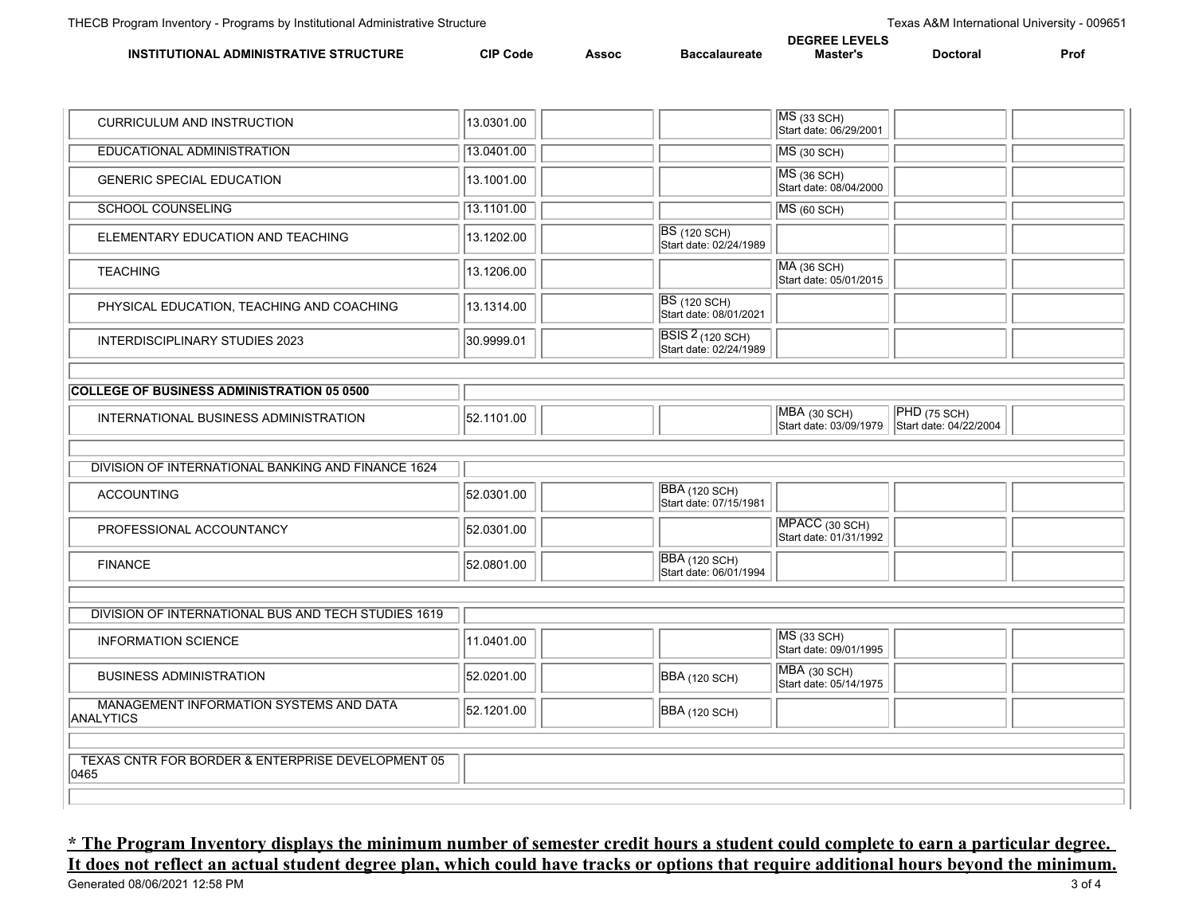| INSTITUTIONAL ADMINISTRATIVE STRUCTURE | CIP Code | Assoc | Baccalaureate | DEGREE LEVELS Master's | Doctoral | Prof |
|---|---|---|---|---|---|---|
| CURRICULUM AND INSTRUCTION | 13.0301.00 | | | MS (33 SCH) Start date: 06/29/2001 | | |
| EDUCATIONAL ADMINISTRATION | 13.0401.00 | | | MS (30 SCH) | | |
| GENERIC SPECIAL EDUCATION | 13.1001.00 | | | MS (36 SCH) Start date: 08/04/2000 | | |
| SCHOOL COUNSELING | 13.1101.00 | | | MS (60 SCH) | | |
| ELEMENTARY EDUCATION AND TEACHING | 13.1202.00 | | BS (120 SCH) Start date: 02/24/1989 | | | |
| TEACHING | 13.1206.00 | | | MA (36 SCH) Start date: 05/01/2015 | | |
| PHYSICAL EDUCATION, TEACHING AND COACHING | 13.1314.00 | | BS (120 SCH) Start date: 08/01/2021 | | | |
| INTERDISCIPLINARY STUDIES 2023 | 30.9999.01 | | BSIS 2 (120 SCH) Start date: 02/24/1989 | | | |
| | | | | | | |
| **COLLEGE OF BUSINESS ADMINISTRATION 05 0500** | | | | | | |
| INTERNATIONAL BUSINESS ADMINISTRATION | 52.1101.00 | | | MBA (30 SCH) Start date: 03/09/1979 | PHD (75 SCH) Start date: 04/22/2004 | |
| | | | | | | |
| DIVISION OF INTERNATIONAL BANKING AND FINANCE 1624 | | | | | | |
| ACCOUNTING | 52.0301.00 | | BBA (120 SCH) Start date: 07/15/1981 | | | |
| PROFESSIONAL ACCOUNTANCY | 52.0301.00 | | | MPACC (30 SCH) Start date: 01/31/1992 | | |
| FINANCE | 52.0801.00 | | BBA (120 SCH) Start date: 06/01/1994 | | | |
| | | | | | | |
| DIVISION OF INTERNATIONAL BUS AND TECH STUDIES 1619 | | | | | | |
| INFORMATION SCIENCE | 11.0401.00 | | | MS (33 SCH) Start date: 09/01/1995 | | |
| BUSINESS ADMINISTRATION | 52.0201.00 | | BBA (120 SCH) | MBA (30 SCH) Start date: 05/14/1975 | | |
| MANAGEMENT INFORMATION SYSTEMS AND DATA ANALYTICS | 52.1201.00 | | BBA (120 SCH) | | | |
| | | | | | | |
| TEXAS CNTR FOR BORDER & ENTERPRISE DEVELOPMENT 05 0465 | | | | | | |
| | | | | | | |

**<u>* The Program Inventory displays the minimum number of semester credit hours a student could complete to earn a particular degree. It does not reflect an actual student degree plan, which could have tracks or options that require additional hours beyond the minimum.</u>**

Generated 08/06/2021 12:58 PM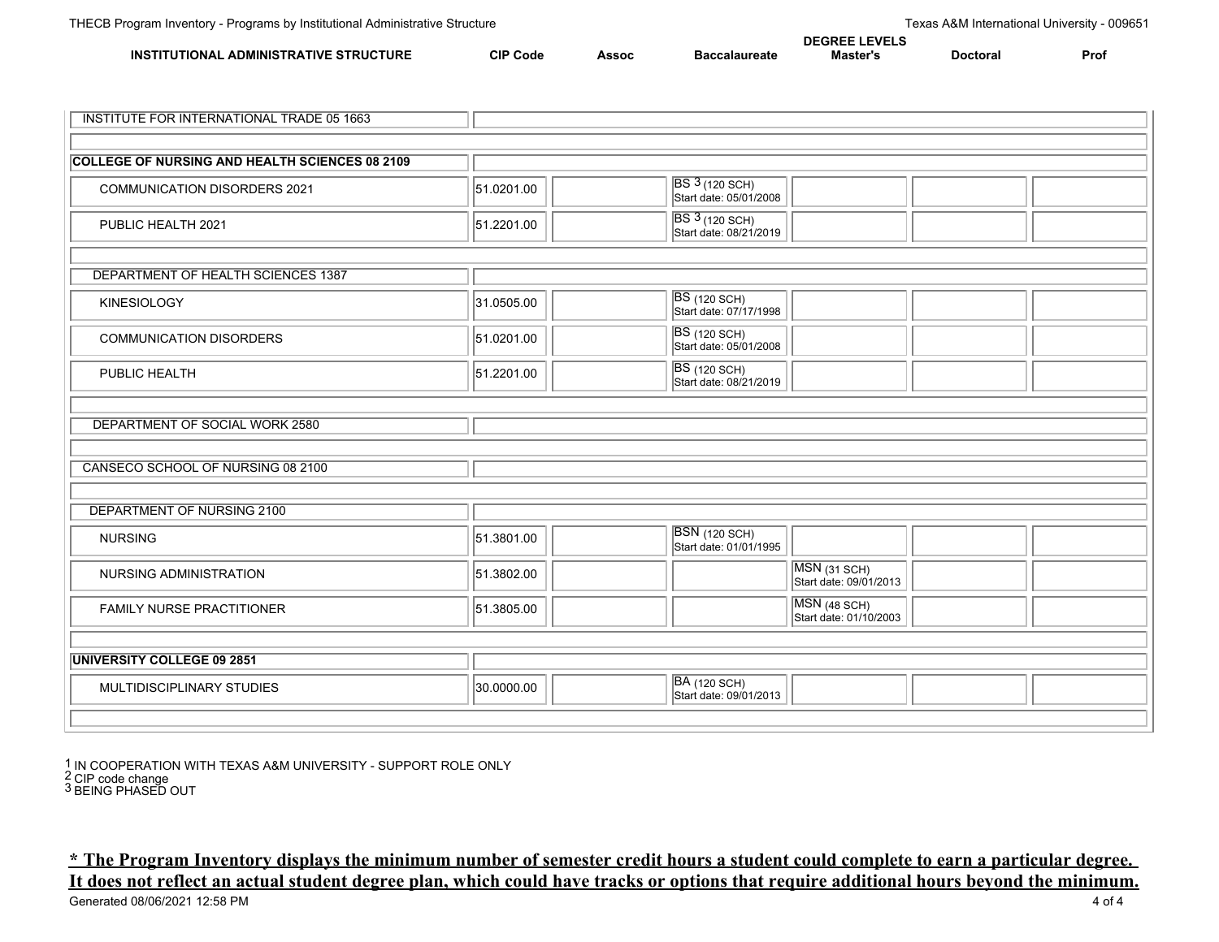| INSTITUTIONAL ADMINISTRATIVE STRUCTURE | CIP Code | Assoc | Baccalaureate | Master's | Doctoral | Prof |
|---|---|---|---|---|---|---|
| INSTITUTE FOR INTERNATIONAL TRADE 05 1663 | | | | | | |
| **COLLEGE OF NURSING AND HEALTH SCIENCES 08 2109** | | | | | | |
| COMMUNICATION DISORDERS 2021 | 51.0201.00 | | BS 3 (120 SCH) Start date: 05/01/2008 | | | |
| PUBLIC HEALTH 2021 | 51.2201.00 | | BS 3 (120 SCH) Start date: 08/21/2019 | | | |
| DEPARTMENT OF HEALTH SCIENCES 1387 | | | | | | |
| KINESIOLOGY | 31.0505.00 | | BS (120 SCH) Start date: 07/17/1998 | | | |
| COMMUNICATION DISORDERS | 51.0201.00 | | BS (120 SCH) Start date: 05/01/2008 | | | |
| PUBLIC HEALTH | 51.2201.00 | | BS (120 SCH) Start date: 08/21/2019 | | | |
| DEPARTMENT OF SOCIAL WORK 2580 | | | | | | |
| CANSECO SCHOOL OF NURSING 08 2100 | | | | | | |
| DEPARTMENT OF NURSING 2100 | | | | | | |
| NURSING | 51.3801.00 | | BSN (120 SCH) Start date: 01/01/1995 | | | |
| NURSING ADMINISTRATION | 51.3802.00 | | | MSN (31 SCH) Start date: 09/01/2013 | | |
| FAMILY NURSE PRACTITIONER | 51.3805.00 | | | MSN (48 SCH) Start date: 01/10/2003 | | |
| **UNIVERSITY COLLEGE 09 2851** | | | | | | |
| MULTIDISCIPLINARY STUDIES | 30.0000.00 | | BA (120 SCH) Start date: 09/01/2013 | | | |

1 IN COOPERATION WITH TEXAS A&M UNIVERSITY - SUPPORT ROLE ONLY
2 CIP code change
3 BEING PHASED OUT

**\* The Program Inventory displays the minimum number of semester credit hours a student could complete to earn a particular degree. It does not reflect an actual student degree plan, which could have tracks or options that require additional hours beyond the minimum.**

Generated 08/06/2021 12:58 PM